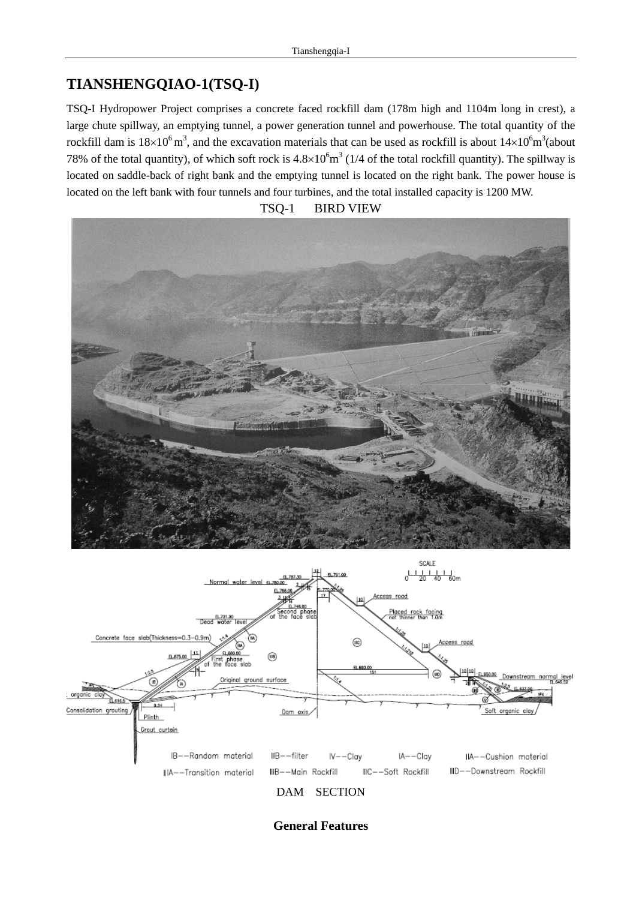# TIANSHENGQIAO-1(TSQ-I)

TSQ-I Hydropower Project comprises a concrete faced rockfill dam (178m high and 1104m long in crest), a large chute spillway, an emptying tunnel, a power generation tunnel and powerhouse. The total quantity of the rockfill dam is $18\times10^6$ m$^3$, and the excavation materials that can be used as rockfill is about $14\times10^6$m$^3$(about 78% of the total quantity), of which soft rock is $4.8\times10^6$m$^3$ (1/4 of the total rockfill quantity). The spillway is located on saddle-back of right bank and the emptying tunnel is located on the right bank. The power house is located on the left bank with four tunnels and four turbines, and the total installed capacity is 1200 MW.

TSQ-1 BIRD VIEW

DAM SECTION

## General Features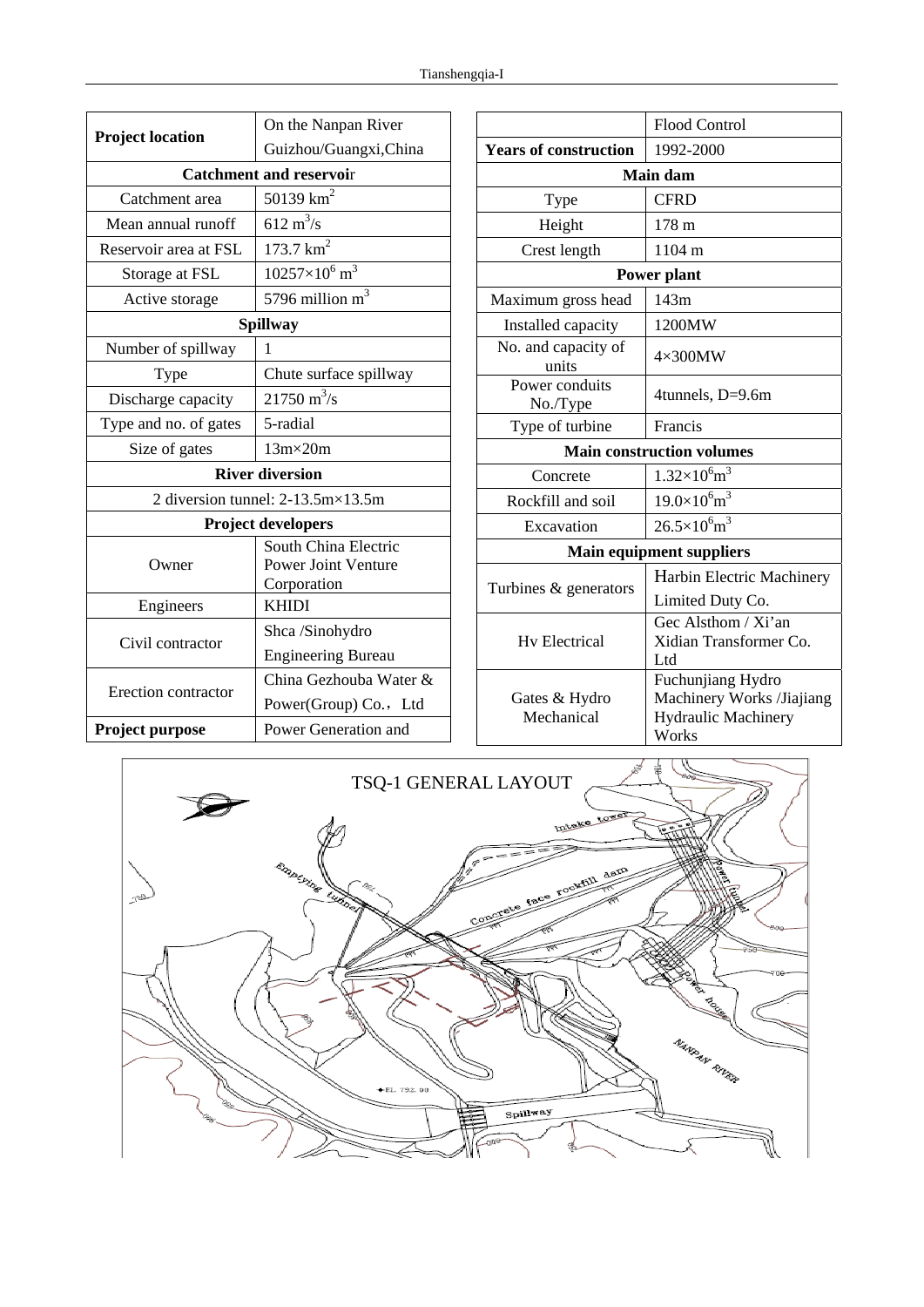| | |
|---|---|
| **Project location** | On the Nanpan River Guizhou/Guangxi,China |
| **Catchment and reservoir** | |
| Catchment area | 50139 $km^2$ |
| Mean annual runoff | 612 $m^3/s$ |
| Reservoir area at FSL | 173.7 $km^2$ |
| Storage at FSL | $10257 \times 10^6$ $m^3$ |
| Active storage | 5796 million $m^3$ |
| **Spillway** | |
| Number of spillway | 1 |
| Type | Chute surface spillway |
| Discharge capacity | 21750 $m^3/s$ |
| Type and no. of gates | 5-radial |
| Size of gates | 13m×20m |
| **River diversion** | |
| 2 diversion tunnel: 2-13.5m×13.5m | |
| **Project developers** | |
| Owner | South China Electric Power Joint Venture Corporation |
| Engineers | KHIDI |
| Civil contractor | Shca /Sinohydro Engineering Bureau |
| Erection contractor | China Gezhouba Water & Power(Group) Co.，Ltd |
| **Project purpose** | Power Generation and Flood Control |
| **Years of construction** | 1992-2000 |
| **Main dam** | |
| Type | CFRD |
| Height | 178 m |
| Crest length | 1104 m |
| **Power plant** | |
| Maximum gross head | 143m |
| Installed capacity | 1200MW |
| No. and capacity of units | 4×300MW |
| Power conduits No./Type | 4tunnels, D=9.6m |
| Type of turbine | Francis |
| **Main construction volumes** | |
| Concrete | $1.32 \times 10^6 m^3$ |
| Rockfill and soil | $19.0 \times 10^6 m^3$ |
| Excavation | $26.5 \times 10^6 m^3$ |
| **Main equipment suppliers** | |
| Turbines & generators | Harbin Electric Machinery Limited Duty Co. |
| Hv Electrical | Gec Alsthom / Xi'an Xidian Transformer Co. Ltd |
| Gates & Hydro Mechanical | Fuchunjiang Hydro Machinery Works /Jiajiang Hydraulic Machinery Works |

TSQ-1 GENERAL LAYOUT

Intake tower

Power tunnel

Concrete face rockfill dam

Emptying tunnel

Power house

NANPAN RIVER

EL. 792.00

Spillway